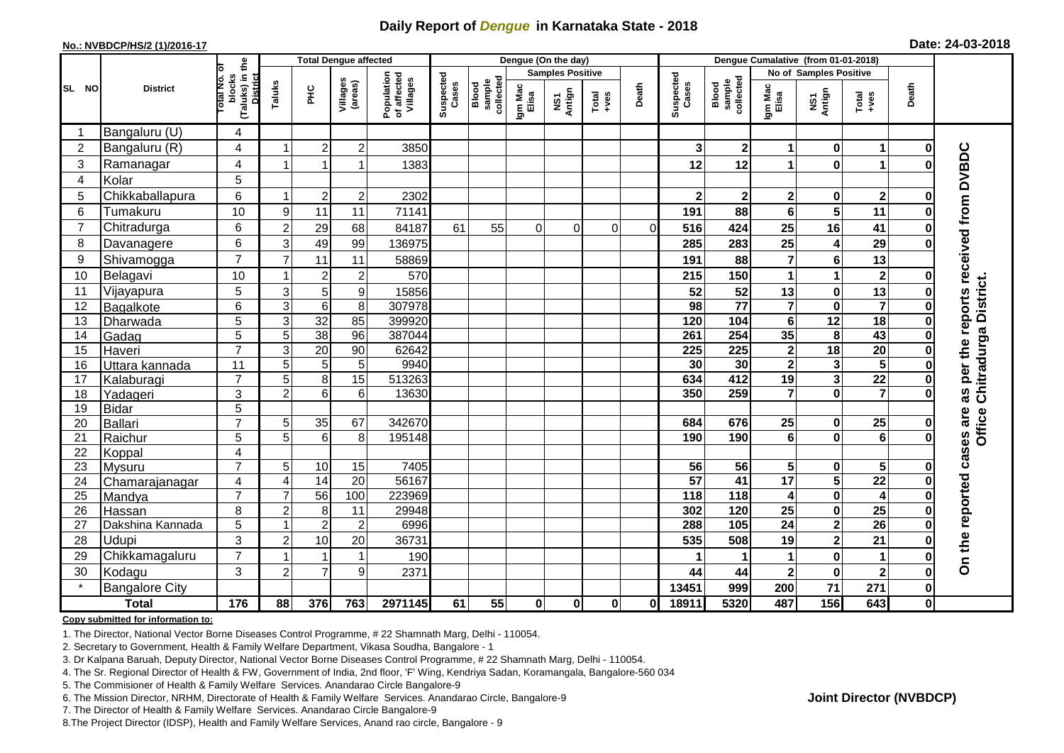# Daily Report of *Dengue* in Karnataka State - 2018

**No.: NVBDCP/HS/2 (1)/2016-17**

**Date: 24-03-2018**

| SL NO | District | Total No. of blocks (Taluks) in the District | Total Dengue affected | | | | Dengue (On the day) | | | | | | | Dengue Cumalative (from 01-01-2018) | | | | | | | |
|---|---|---|---|---|---|---|---|---|---|---|---|---|---|---|---|---|---|---|---|---|
| | | | Taluks | PHC | Villages (areas) | Population of affected Villages | Suspected Cases | Blood sample collected | Samples Positive | | | Death | Suspected Cases | Blood sample collected | No of Samples Positive | | | Death | |
| | | | | | | | | | Igm Mac Elisa | NS1 Antign | Total +ves | | | | Igm Mac Elisa | NS1 Antign | Total +ves | | |
| 1 | Bangaluru (U) | 4 | | | | | | | | | | | | | | | | | On the reported cases are as per the reports received from DVBDC Office Chitradurga District. |
| 2 | Bangaluru (R) | 4 | 1 | 2 | 2 | 3850 | | | | | | | 3 | 2 | 1 | 0 | 1 | 0 | |
| 3 | Ramanagar | 4 | 1 | 1 | 1 | 1383 | | | | | | | 12 | 12 | 1 | 0 | 1 | 0 | |
| 4 | Kolar | 5 | | | | | | | | | | | | | | | | | |
| 5 | Chikkaballapura | 6 | 1 | 2 | 2 | 2302 | | | | | | | 2 | 2 | 2 | 0 | 2 | 0 | |
| 6 | Tumakuru | 10 | 9 | 11 | 11 | 71141 | | | | | | | 191 | 88 | 6 | 5 | 11 | 0 | |
| 7 | Chitradurga | 6 | 2 | 29 | 68 | 84187 | 61 | 55 | 0 | 0 | 0 | 0 | 516 | 424 | 25 | 16 | 41 | 0 | |
| 8 | Davanagere | 6 | 3 | 49 | 99 | 136975 | | | | | | | 285 | 283 | 25 | 4 | 29 | 0 | |
| 9 | Shivamogga | 7 | 7 | 11 | 11 | 58869 | | | | | | | 191 | 88 | 7 | 6 | 13 | | |
| 10 | Belagavi | 10 | 1 | 2 | 2 | 570 | | | | | | | 215 | 150 | 1 | 1 | 2 | 0 | |
| 11 | Vijayapura | 5 | 3 | 5 | 9 | 15856 | | | | | | | 52 | 52 | 13 | 0 | 13 | 0 | |
| 12 | Bagalkote | 6 | 3 | 6 | 8 | 307978 | | | | | | | 98 | 77 | 7 | 0 | 7 | 0 | |
| 13 | Dharwada | 5 | 3 | 32 | 85 | 399920 | | | | | | | 120 | 104 | 6 | 12 | 18 | 0 | |
| 14 | Gadag | 5 | 5 | 38 | 96 | 387044 | | | | | | | 261 | 254 | 35 | 8 | 43 | 0 | |
| 15 | Haveri | 7 | 3 | 20 | 90 | 62642 | | | | | | | 225 | 225 | 2 | 18 | 20 | 0 | |
| 16 | Uttara kannada | 11 | 5 | 5 | 5 | 9940 | | | | | | | 30 | 30 | 2 | 3 | 5 | 0 | |
| 17 | Kalaburagi | 7 | 5 | 8 | 15 | 513263 | | | | | | | 634 | 412 | 19 | 3 | 22 | 0 | |
| 18 | Yadageri | 3 | 2 | 6 | 6 | 13630 | | | | | | | 350 | 259 | 7 | 0 | 7 | 0 | |
| 19 | Bidar | 5 | | | | | | | | | | | | | | | | | |
| 20 | Ballari | 7 | 5 | 35 | 67 | 342670 | | | | | | | 684 | 676 | 25 | 0 | 25 | 0 | |
| 21 | Raichur | 5 | 5 | 6 | 8 | 195148 | | | | | | | 190 | 190 | 6 | 0 | 6 | 0 | |
| 22 | Koppal | 4 | | | | | | | | | | | | | | | | | |
| 23 | Mysuru | 7 | 5 | 10 | 15 | 7405 | | | | | | | 56 | 56 | 5 | 0 | 5 | 0 | |
| 24 | Chamarajanagar | 4 | 4 | 14 | 20 | 56167 | | | | | | | 57 | 41 | 17 | 5 | 22 | 0 | |
| 25 | Mandya | 7 | 7 | 56 | 100 | 223969 | | | | | | | 118 | 118 | 4 | 0 | 4 | 0 | |
| 26 | Hassan | 8 | 2 | 8 | 11 | 29948 | | | | | | | 302 | 120 | 25 | 0 | 25 | 0 | |
| 27 | Dakshina Kannada | 5 | 1 | 2 | 2 | 6996 | | | | | | | 288 | 105 | 24 | 2 | 26 | 0 | |
| 28 | Udupi | 3 | 2 | 10 | 20 | 36731 | | | | | | | 535 | 508 | 19 | 2 | 21 | 0 | |
| 29 | Chikkamagaluru | 7 | 1 | 1 | 1 | 190 | | | | | | | 1 | 1 | 1 | 0 | 1 | 0 | |
| 30 | Kodagu | 3 | 2 | 7 | 9 | 2371 | | | | | | | 44 | 44 | 2 | 0 | 2 | 0 | |
| * | Bangalore City | | | | | | | | | | | | 13451 | 999 | 200 | 71 | 271 | 0 | |
| **Total** | | **176** | **88** | **376** | **763** | **2971145** | **61** | **55** | **0** | **0** | **0** | **0** | **18911** | **5320** | **487** | **156** | **643** | **0** | |

**Copy submitted for information to:**

1. The Director, National Vector Borne Diseases Control Programme, # 22 Shamnath Marg, Delhi - 110054.
2. Secretary to Government, Health & Family Welfare Department, Vikasa Soudha, Bangalore - 1
3. Dr Kalpana Baruah, Deputy Director, National Vector Borne Diseases Control Programme, # 22 Shamnath Marg, Delhi - 110054.
4. The Sr. Regional Director of Health & FW, Government of India, 2nd floor, 'F' Wing, Kendriya Sadan, Koramangala, Bangalore-560 034
5. The Commisioner of Health & Family Welfare Services. Anandarao Circle Bangalore-9
6. The Mission Director, NRHM, Directorate of Health & Family Welfare Services. Anandarao Circle, Bangalore-9
7. The Director of Health & Family Welfare Services. Anandarao Circle Bangalore-9
8. The Project Director (IDSP), Health and Family Welfare Services, Anand rao circle, Bangalore - 9

**Joint Director (NVBDCP)**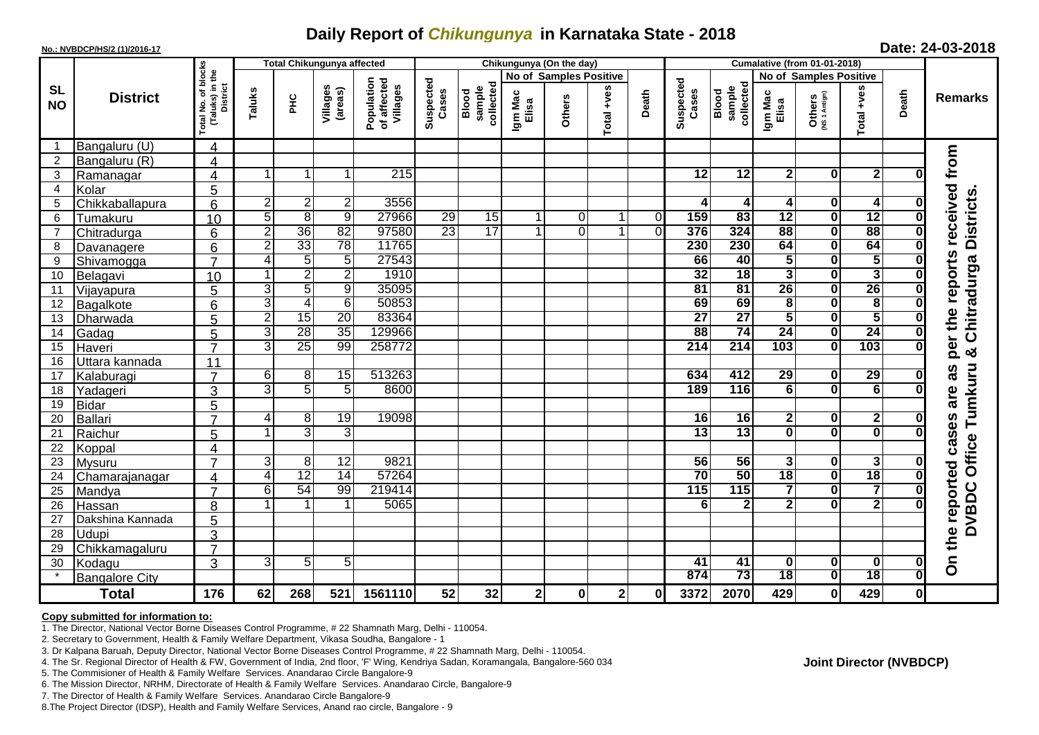# Daily Report of *Chikungunya* in Karnataka State - 2018

**No.: NVBDCP/HS/2 (1)/2016-17**

**Date: 24-03-2018**

| SL NO | District | Total No. of blocks (Taluks) in the District | Total Chikungunya affected | | | | Chikungunya (On the day) | | | | | | Cumalative (from 01-01-2018) | | | | | | Remarks |
|---|---|---|---|---|---|---|---|---|---|---|---|---|---|---|---|---|---|---|---|
| | | | Taluks | PHC | Villages (areas) | Population of affected Villages | Suspected Cases | Blood sample collected | No of Samples Positive | | | Death | Suspected Cases | Blood sample collected | No of Samples Positive | | | Death | |
| | | | | | | | | | Igm Mac Elisa | Others | Total +ves | | | | Igm Mac Elisa | Others (NS 1 Antign) | Total +ves | | |
| 1 | Bangaluru (U) | 4 | | | | | | | | | | | | | | | | | On the reported cases are as per the reports received from DVBDC Office Tumkuru & Chitradurga Districts. |
| 2 | Bangaluru (R) | 4 | | | | | | | | | | | | | | | | | |
| 3 | Ramanagar | 4 | 1 | 1 | 1 | 215 | | | | | | | 12 | 12 | 2 | 0 | 2 | 0 | |
| 4 | Kolar | 5 | | | | | | | | | | | | | | | | | |
| 5 | Chikkaballapura | 6 | 2 | 2 | 2 | 3556 | | | | | | | 4 | 4 | 4 | 0 | 4 | 0 | |
| 6 | Tumakuru | 10 | 5 | 8 | 9 | 27966 | 29 | 15 | 1 | 0 | 1 | 0 | 159 | 83 | 12 | 0 | 12 | 0 | |
| 7 | Chitradurga | 6 | 2 | 36 | 82 | 97580 | 23 | 17 | 1 | 0 | 1 | 0 | 376 | 324 | 88 | 0 | 88 | 0 | |
| 8 | Davanagere | 6 | 2 | 33 | 78 | 11765 | | | | | | | 230 | 230 | 64 | 0 | 64 | 0 | |
| 9 | Shivamogga | 7 | 4 | 5 | 5 | 27543 | | | | | | | 66 | 40 | 5 | 0 | 5 | 0 | |
| 10 | Belagavi | 10 | 1 | 2 | 2 | 1910 | | | | | | | 32 | 18 | 3 | 0 | 3 | 0 | |
| 11 | Vijayapura | 5 | 3 | 5 | 9 | 35095 | | | | | | | 81 | 81 | 26 | 0 | 26 | 0 | |
| 12 | Bagalkote | 6 | 3 | 4 | 6 | 50853 | | | | | | | 69 | 69 | 8 | 0 | 8 | 0 | |
| 13 | Dharwada | 5 | 2 | 15 | 20 | 83364 | | | | | | | 27 | 27 | 5 | 0 | 5 | 0 | |
| 14 | Gadag | 5 | 3 | 28 | 35 | 129966 | | | | | | | 88 | 74 | 24 | 0 | 24 | 0 | |
| 15 | Haveri | 7 | 3 | 25 | 99 | 258772 | | | | | | | 214 | 214 | 103 | 0 | 103 | 0 | |
| 16 | Uttara kannada | 11 | | | | | | | | | | | | | | | | | |
| 17 | Kalaburagi | 7 | 6 | 8 | 15 | 513263 | | | | | | | 634 | 412 | 29 | 0 | 29 | 0 | |
| 18 | Yadageri | 3 | 3 | 5 | 5 | 8600 | | | | | | | 189 | 116 | 6 | 0 | 6 | 0 | |
| 19 | Bidar | 5 | | | | | | | | | | | | | | | | | |
| 20 | Ballari | 7 | 4 | 8 | 19 | 19098 | | | | | | | 16 | 16 | 2 | 0 | 2 | 0 | |
| 21 | Raichur | 5 | 1 | 3 | 3 | | | | | | | | 13 | 13 | 0 | 0 | 0 | 0 | |
| 22 | Koppal | 4 | | | | | | | | | | | | | | | | | |
| 23 | Mysuru | 7 | 3 | 8 | 12 | 9821 | | | | | | | 56 | 56 | 3 | 0 | 3 | 0 | |
| 24 | Chamarajanagar | 4 | 4 | 12 | 14 | 57264 | | | | | | | 70 | 50 | 18 | 0 | 18 | 0 | |
| 25 | Mandya | 7 | 6 | 54 | 99 | 219414 | | | | | | | 115 | 115 | 7 | 0 | 7 | 0 | |
| 26 | Hassan | 8 | 1 | 1 | 1 | 5065 | | | | | | | 6 | 2 | 2 | 0 | 2 | 0 | |
| 27 | Dakshina Kannada | 5 | | | | | | | | | | | | | | | | | |
| 28 | Udupi | 3 | | | | | | | | | | | | | | | | | |
| 29 | Chikkamagaluru | 7 | | | | | | | | | | | | | | | | | |
| 30 | Kodagu | 3 | 3 | 5 | 5 | | | | | | | | 41 | 41 | 0 | 0 | 0 | 0 | |
| * | Bangalore City | | | | | | | | | | | | 874 | 73 | 18 | 0 | 18 | 0 | |
| **Total** | | **176** | **62** | **268** | **521** | **1561110** | **52** | **32** | **2** | **0** | **2** | **0** | **3372** | **2070** | **429** | **0** | **429** | **0** | |

**Copy submitted for information to:**

1. The Director, National Vector Borne Diseases Control Programme, # 22 Shamnath Marg, Delhi - 110054.
2. Secretary to Government, Health & Family Welfare Department, Vikasa Soudha, Bangalore - 1
3. Dr Kalpana Baruah, Deputy Director, National Vector Borne Diseases Control Programme, # 22 Shamnath Marg, Delhi - 110054.
4. The Sr. Regional Director of Health & FW, Government of India, 2nd floor, 'F' Wing, Kendriya Sadan, Koramangala, Bangalore-560 034
5. The Commisioner of Health & Family Welfare Services. Anandarao Circle Bangalore-9
6. The Mission Director, NRHM, Directorate of Health & Family Welfare Services. Anandarao Circle, Bangalore-9
7. The Director of Health & Family Welfare Services. Anandarao Circle Bangalore-9
8. The Project Director (IDSP), Health and Family Welfare Services, Anand rao circle, Bangalore - 9

**Joint Director (NVBDCP)**